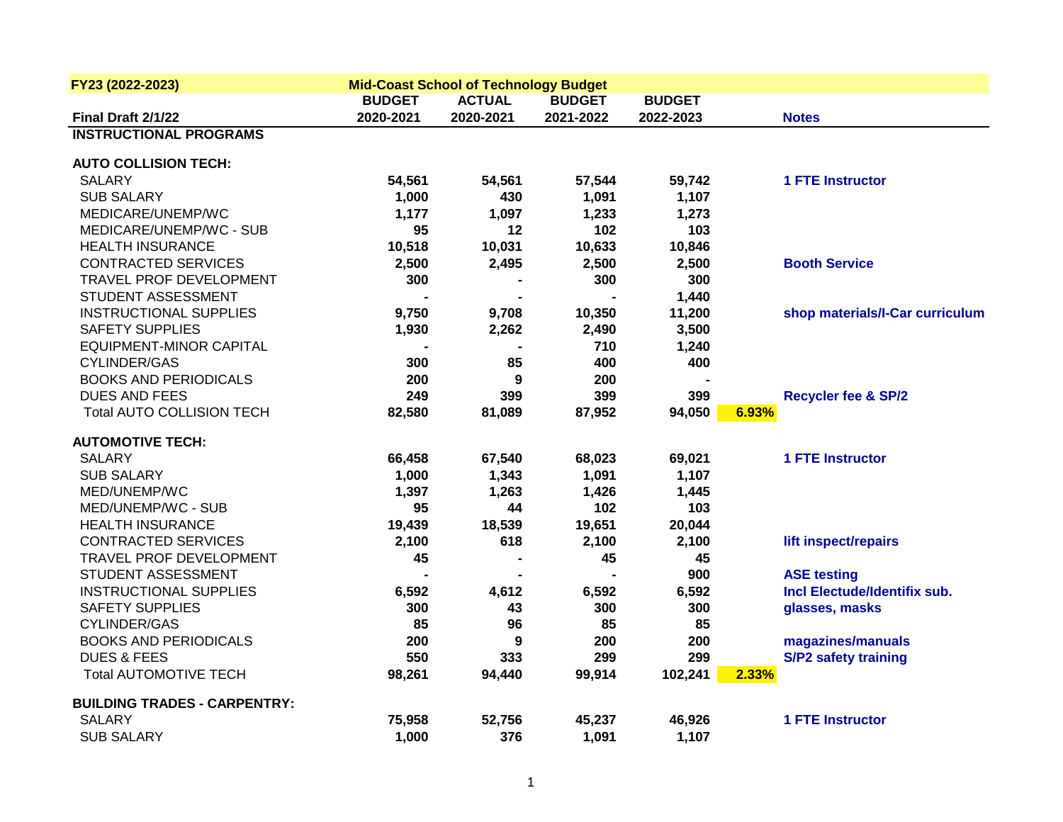| FY23 (2022-2023) | Mid-Coast School of Technology Budget | | | | | |
|---|---|---|---|---|---|---|
| | BUDGET | ACTUAL | BUDGET | BUDGET | | |
| Final Draft 2/1/22 | 2020-2021 | 2020-2021 | 2021-2022 | 2022-2023 | | Notes |
| **INSTRUCTIONAL PROGRAMS** | | | | | | |
| | | | | | | |
| **AUTO COLLISION TECH:** | | | | | | |
| SALARY | 54,561 | 54,561 | 57,544 | 59,742 | | 1 FTE Instructor |
| SUB SALARY | 1,000 | 430 | 1,091 | 1,107 | | |
| MEDICARE/UNEMP/WC | 1,177 | 1,097 | 1,233 | 1,273 | | |
| MEDICARE/UNEMP/WC - SUB | 95 | 12 | 102 | 103 | | |
| HEALTH INSURANCE | 10,518 | 10,031 | 10,633 | 10,846 | | |
| CONTRACTED SERVICES | 2,500 | 2,495 | 2,500 | 2,500 | | Booth Service |
| TRAVEL PROF DEVELOPMENT | 300 | - | 300 | 300 | | |
| STUDENT ASSESSMENT | - | - | - | 1,440 | | |
| INSTRUCTIONAL SUPPLIES | 9,750 | 9,708 | 10,350 | 11,200 | | shop materials/I-Car curriculum |
| SAFETY SUPPLIES | 1,930 | 2,262 | 2,490 | 3,500 | | |
| EQUIPMENT-MINOR CAPITAL | - | - | 710 | 1,240 | | |
| CYLINDER/GAS | 300 | 85 | 400 | 400 | | |
| BOOKS AND PERIODICALS | 200 | 9 | 200 | - | | |
| DUES AND FEES | 249 | 399 | 399 | 399 | | Recycler fee & SP/2 |
| Total AUTO COLLISION TECH | 82,580 | 81,089 | 87,952 | 94,050 | 6.93% | |
| | | | | | | |
| **AUTOMOTIVE TECH:** | | | | | | |
| SALARY | 66,458 | 67,540 | 68,023 | 69,021 | | 1 FTE Instructor |
| SUB SALARY | 1,000 | 1,343 | 1,091 | 1,107 | | |
| MED/UNEMP/WC | 1,397 | 1,263 | 1,426 | 1,445 | | |
| MED/UNEMP/WC - SUB | 95 | 44 | 102 | 103 | | |
| HEALTH INSURANCE | 19,439 | 18,539 | 19,651 | 20,044 | | |
| CONTRACTED SERVICES | 2,100 | 618 | 2,100 | 2,100 | | lift inspect/repairs |
| TRAVEL PROF DEVELOPMENT | 45 | - | 45 | 45 | | |
| STUDENT ASSESSMENT | - | - | - | 900 | | ASE testing |
| INSTRUCTIONAL SUPPLIES | 6,592 | 4,612 | 6,592 | 6,592 | | Incl Electude/Identifix sub. |
| SAFETY SUPPLIES | 300 | 43 | 300 | 300 | | glasses, masks |
| CYLINDER/GAS | 85 | 96 | 85 | 85 | | |
| BOOKS AND PERIODICALS | 200 | 9 | 200 | 200 | | magazines/manuals |
| DUES & FEES | 550 | 333 | 299 | 299 | | S/P2 safety training |
| Total AUTOMOTIVE TECH | 98,261 | 94,440 | 99,914 | 102,241 | 2.33% | |
| | | | | | | |
| **BUILDING TRADES - CARPENTRY:** | | | | | | |
| SALARY | 75,958 | 52,756 | 45,237 | 46,926 | | 1 FTE Instructor |
| SUB SALARY | 1,000 | 376 | 1,091 | 1,107 | | |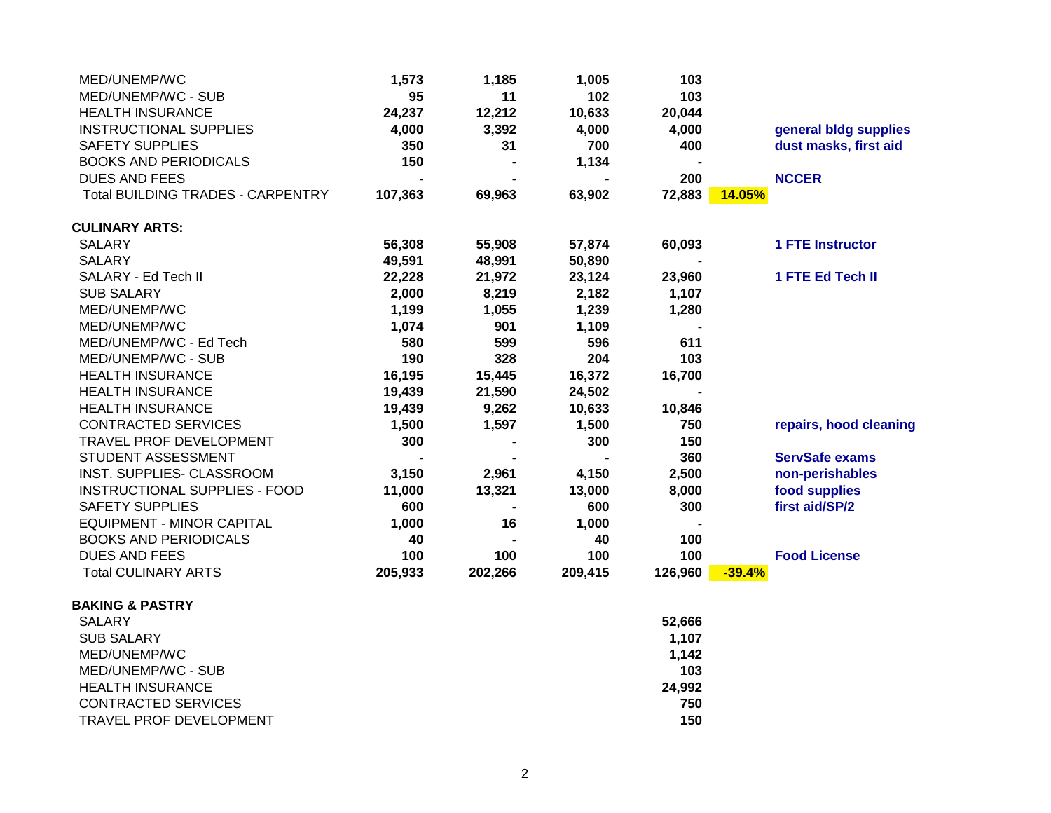| | | | | | | |
|---|---|---|---|---|---|---|
| MED/UNEMP/WC | **1,573** | **1,185** | **1,005** | **103** | | |
| MED/UNEMP/WC - SUB | **95** | **11** | **102** | **103** | | |
| HEALTH INSURANCE | **24,237** | **12,212** | **10,633** | **20,044** | | |
| INSTRUCTIONAL SUPPLIES | **4,000** | **3,392** | **4,000** | **4,000** | | **general bldg supplies** |
| SAFETY SUPPLIES | **350** | **31** | **700** | **400** | | **dust masks, first aid** |
| BOOKS AND PERIODICALS | **150** | **-** | **1,134** | **-** | | |
| DUES AND FEES | **-** | **-** | **-** | **200** | | **NCCER** |
| Total BUILDING TRADES - CARPENTRY | **107,363** | **69,963** | **63,902** | **72,883** | **14.05%** | |
| | | | | | | |
| **CULINARY ARTS:** | | | | | | |
| SALARY | **56,308** | **55,908** | **57,874** | **60,093** | | **1 FTE Instructor** |
| SALARY | **49,591** | **48,991** | **50,890** | **-** | | |
| SALARY - Ed Tech II | **22,228** | **21,972** | **23,124** | **23,960** | | **1 FTE Ed Tech II** |
| SUB SALARY | **2,000** | **8,219** | **2,182** | **1,107** | | |
| MED/UNEMP/WC | **1,199** | **1,055** | **1,239** | **1,280** | | |
| MED/UNEMP/WC | **1,074** | **901** | **1,109** | **-** | | |
| MED/UNEMP/WC - Ed Tech | **580** | **599** | **596** | **611** | | |
| MED/UNEMP/WC - SUB | **190** | **328** | **204** | **103** | | |
| HEALTH INSURANCE | **16,195** | **15,445** | **16,372** | **16,700** | | |
| HEALTH INSURANCE | **19,439** | **21,590** | **24,502** | **-** | | |
| HEALTH INSURANCE | **19,439** | **9,262** | **10,633** | **10,846** | | |
| CONTRACTED SERVICES | **1,500** | **1,597** | **1,500** | **750** | | **repairs, hood cleaning** |
| TRAVEL PROF DEVELOPMENT | **300** | **-** | **300** | **150** | | |
| STUDENT ASSESSMENT | **-** | **-** | **-** | **360** | | **ServSafe exams** |
| INST. SUPPLIES- CLASSROOM | **3,150** | **2,961** | **4,150** | **2,500** | | **non-perishables** |
| INSTRUCTIONAL SUPPLIES - FOOD | **11,000** | **13,321** | **13,000** | **8,000** | | **food supplies** |
| SAFETY SUPPLIES | **600** | **-** | **600** | **300** | | **first aid/SP/2** |
| EQUIPMENT - MINOR CAPITAL | **1,000** | **16** | **1,000** | **-** | | |
| BOOKS AND PERIODICALS | **40** | **-** | **40** | **100** | | |
| DUES AND FEES | **100** | **100** | **100** | **100** | | **Food License** |
| Total CULINARY ARTS | **205,933** | **202,266** | **209,415** | **126,960** | **-39.4%** | |
| | | | | | | |
| **BAKING & PASTRY** | | | | | | |
| SALARY | | | | **52,666** | | |
| SUB SALARY | | | | **1,107** | | |
| MED/UNEMP/WC | | | | **1,142** | | |
| MED/UNEMP/WC - SUB | | | | **103** | | |
| HEALTH INSURANCE | | | | **24,992** | | |
| CONTRACTED SERVICES | | | | **750** | | |
| TRAVEL PROF DEVELOPMENT | | | | **150** | | |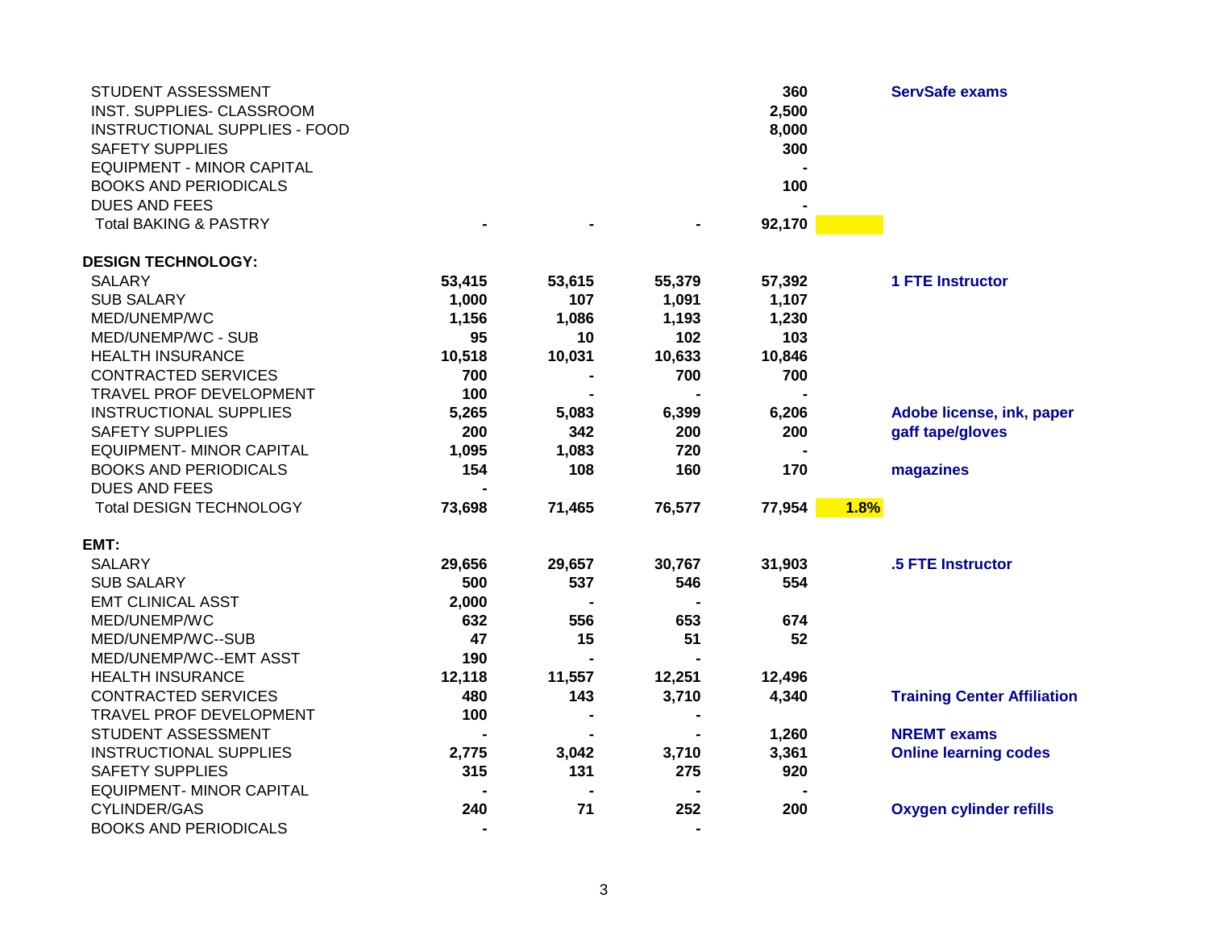| | | | | | | |
|---|---|---|---|---|---|---|
| STUDENT ASSESSMENT | | | | 360 | | ServSafe exams |
| INST. SUPPLIES- CLASSROOM | | | | 2,500 | | |
| INSTRUCTIONAL SUPPLIES - FOOD | | | | 8,000 | | |
| SAFETY SUPPLIES | | | | 300 | | |
| EQUIPMENT - MINOR CAPITAL | | | | - | | |
| BOOKS AND PERIODICALS | | | | 100 | | |
| DUES AND FEES | | | | - | | |
| Total BAKING & PASTRY | - | - | - | 92,170 | | |
| | | | | | | |
| **DESIGN TECHNOLOGY:** | | | | | | |
| SALARY | 53,415 | 53,615 | 55,379 | 57,392 | | 1 FTE Instructor |
| SUB SALARY | 1,000 | 107 | 1,091 | 1,107 | | |
| MED/UNEMP/WC | 1,156 | 1,086 | 1,193 | 1,230 | | |
| MED/UNEMP/WC - SUB | 95 | 10 | 102 | 103 | | |
| HEALTH INSURANCE | 10,518 | 10,031 | 10,633 | 10,846 | | |
| CONTRACTED SERVICES | 700 | - | 700 | 700 | | |
| TRAVEL PROF DEVELOPMENT | 100 | - | - | - | | |
| INSTRUCTIONAL SUPPLIES | 5,265 | 5,083 | 6,399 | 6,206 | | Adobe license, ink, paper |
| SAFETY SUPPLIES | 200 | 342 | 200 | 200 | | gaff tape/gloves |
| EQUIPMENT- MINOR CAPITAL | 1,095 | 1,083 | 720 | - | | |
| BOOKS AND PERIODICALS | 154 | 108 | 160 | 170 | | magazines |
| DUES AND FEES | - | | | | | |
| Total DESIGN TECHNOLOGY | 73,698 | 71,465 | 76,577 | 77,954 | 1.8% | |
| | | | | | | |
| **EMT:** | | | | | | |
| SALARY | 29,656 | 29,657 | 30,767 | 31,903 | | .5 FTE Instructor |
| SUB SALARY | 500 | 537 | 546 | 554 | | |
| EMT CLINICAL ASST | 2,000 | - | - | | | |
| MED/UNEMP/WC | 632 | 556 | 653 | 674 | | |
| MED/UNEMP/WC--SUB | 47 | 15 | 51 | 52 | | |
| MED/UNEMP/WC--EMT ASST | 190 | - | - | | | |
| HEALTH INSURANCE | 12,118 | 11,557 | 12,251 | 12,496 | | |
| CONTRACTED SERVICES | 480 | 143 | 3,710 | 4,340 | | Training Center Affiliation |
| TRAVEL PROF DEVELOPMENT | 100 | - | - | | | |
| STUDENT ASSESSMENT | - | - | - | 1,260 | | NREMT exams |
| INSTRUCTIONAL SUPPLIES | 2,775 | 3,042 | 3,710 | 3,361 | | Online learning codes |
| SAFETY SUPPLIES | 315 | 131 | 275 | 920 | | |
| EQUIPMENT- MINOR CAPITAL | - | - | - | - | | |
| CYLINDER/GAS | 240 | 71 | 252 | 200 | | Oxygen cylinder refills |
| BOOKS AND PERIODICALS | - | | - | | | |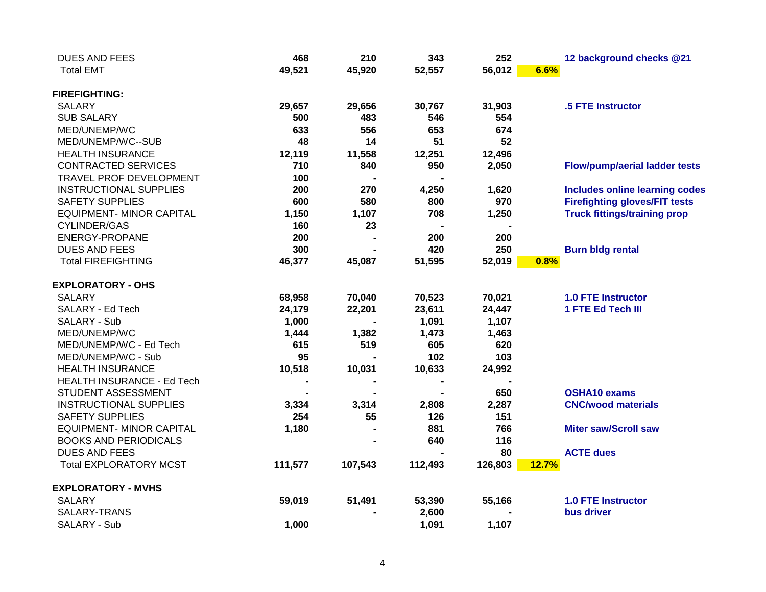| | | | | | | |
|---|---|---|---|---|---|---|
| DUES AND FEES | 468 | 210 | 343 | 252 | | 12 background checks @21 |
| Total EMT | 49,521 | 45,920 | 52,557 | 56,012 | 6.6% | |
| | | | | | | |
| **FIREFIGHTING:** | | | | | | |
| SALARY | 29,657 | 29,656 | 30,767 | 31,903 | | .5 FTE Instructor |
| SUB SALARY | 500 | 483 | 546 | 554 | | |
| MED/UNEMP/WC | 633 | 556 | 653 | 674 | | |
| MED/UNEMP/WC--SUB | 48 | 14 | 51 | 52 | | |
| HEALTH INSURANCE | 12,119 | 11,558 | 12,251 | 12,496 | | |
| CONTRACTED SERVICES | 710 | 840 | 950 | 2,050 | | Flow/pump/aerial ladder tests |
| TRAVEL PROF DEVELOPMENT | 100 | - | - | | | |
| INSTRUCTIONAL SUPPLIES | 200 | 270 | 4,250 | 1,620 | | Includes online learning codes |
| SAFETY SUPPLIES | 600 | 580 | 800 | 970 | | Firefighting gloves/FIT tests |
| EQUIPMENT- MINOR CAPITAL | 1,150 | 1,107 | 708 | 1,250 | | Truck fittings/training prop |
| CYLINDER/GAS | 160 | 23 | - | - | | |
| ENERGY-PROPANE | 200 | - | 200 | 200 | | |
| DUES AND FEES | 300 | - | 420 | 250 | | Burn bldg rental |
| Total FIREFIGHTING | 46,377 | 45,087 | 51,595 | 52,019 | 0.8% | |
| | | | | | | |
| **EXPLORATORY - OHS** | | | | | | |
| SALARY | 68,958 | 70,040 | 70,523 | 70,021 | | 1.0 FTE Instructor |
| SALARY - Ed Tech | 24,179 | 22,201 | 23,611 | 24,447 | | 1 FTE Ed Tech III |
| SALARY - Sub | 1,000 | - | 1,091 | 1,107 | | |
| MED/UNEMP/WC | 1,444 | 1,382 | 1,473 | 1,463 | | |
| MED/UNEMP/WC - Ed Tech | 615 | 519 | 605 | 620 | | |
| MED/UNEMP/WC - Sub | 95 | - | 102 | 103 | | |
| HEALTH INSURANCE | 10,518 | 10,031 | 10,633 | 24,992 | | |
| HEALTH INSURANCE - Ed Tech | - | - | - | - | | |
| STUDENT ASSESSMENT | - | - | - | 650 | | OSHA10 exams |
| INSTRUCTIONAL SUPPLIES | 3,334 | 3,314 | 2,808 | 2,287 | | CNC/wood materials |
| SAFETY SUPPLIES | 254 | 55 | 126 | 151 | | |
| EQUIPMENT- MINOR CAPITAL | 1,180 | - | 881 | 766 | | Miter saw/Scroll saw |
| BOOKS AND PERIODICALS | | - | 640 | 116 | | |
| DUES AND FEES | | | - | 80 | | ACTE dues |
| Total EXPLORATORY MCST | 111,577 | 107,543 | 112,493 | 126,803 | 12.7% | |
| | | | | | | |
| **EXPLORATORY - MVHS** | | | | | | |
| SALARY | 59,019 | 51,491 | 53,390 | 55,166 | | 1.0 FTE Instructor |
| SALARY-TRANS | | - | 2,600 | - | | bus driver |
| SALARY - Sub | 1,000 | | 1,091 | 1,107 | | |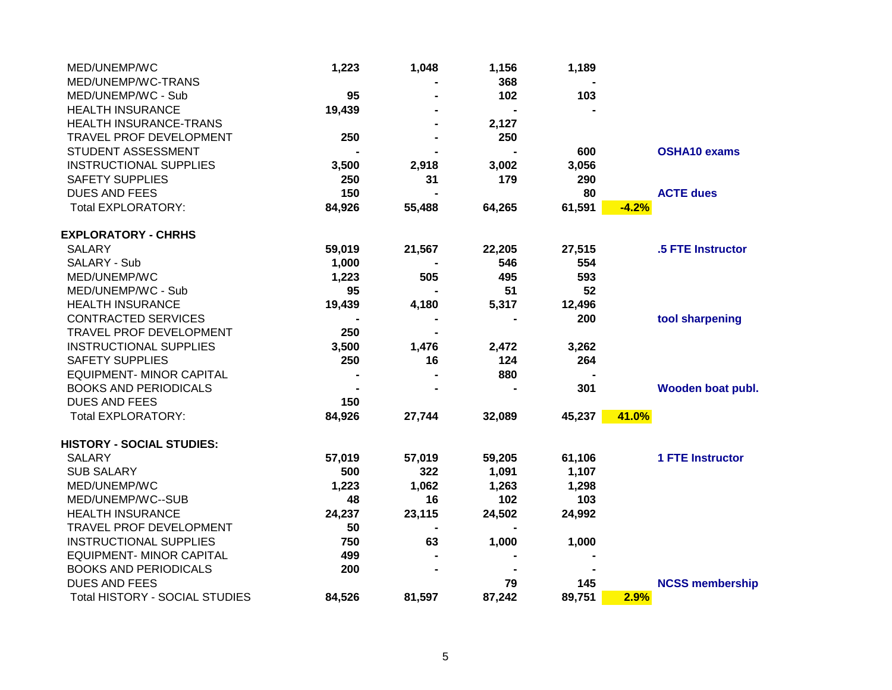| | | | | | | |
|---|---|---|---|---|---|---|
| MED/UNEMP/WC | 1,223 | 1,048 | 1,156 | 1,189 | | |
| MED/UNEMP/WC-TRANS | | - | 368 | - | | |
| MED/UNEMP/WC - Sub | 95 | - | 102 | 103 | | |
| HEALTH INSURANCE | 19,439 | - | - | - | | |
| HEALTH INSURANCE-TRANS | | - | 2,127 | | | |
| TRAVEL PROF DEVELOPMENT | 250 | - | 250 | | | |
| STUDENT ASSESSMENT | - | - | - | 600 | | OSHA10 exams |
| INSTRUCTIONAL SUPPLIES | 3,500 | 2,918 | 3,002 | 3,056 | | |
| SAFETY SUPPLIES | 250 | 31 | 179 | 290 | | |
| DUES AND FEES | 150 | - | | 80 | | ACTE dues |
| Total EXPLORATORY: | 84,926 | 55,488 | 64,265 | 61,591 | -4.2% | |
| | | | | | | |
| **EXPLORATORY - CHRHS** | | | | | | |
| SALARY | 59,019 | 21,567 | 22,205 | 27,515 | | .5 FTE Instructor |
| SALARY - Sub | 1,000 | - | 546 | 554 | | |
| MED/UNEMP/WC | 1,223 | 505 | 495 | 593 | | |
| MED/UNEMP/WC - Sub | 95 | - | 51 | 52 | | |
| HEALTH INSURANCE | 19,439 | 4,180 | 5,317 | 12,496 | | |
| CONTRACTED SERVICES | - | - | - | 200 | | tool sharpening |
| TRAVEL PROF DEVELOPMENT | 250 | - | | | | |
| INSTRUCTIONAL SUPPLIES | 3,500 | 1,476 | 2,472 | 3,262 | | |
| SAFETY SUPPLIES | 250 | 16 | 124 | 264 | | |
| EQUIPMENT- MINOR CAPITAL | - | - | 880 | - | | |
| BOOKS AND PERIODICALS | - | - | - | 301 | | Wooden boat publ. |
| DUES AND FEES | 150 | | | | | |
| Total EXPLORATORY: | 84,926 | 27,744 | 32,089 | 45,237 | 41.0% | |
| | | | | | | |
| **HISTORY - SOCIAL STUDIES:** | | | | | | |
| SALARY | 57,019 | 57,019 | 59,205 | 61,106 | | 1 FTE Instructor |
| SUB SALARY | 500 | 322 | 1,091 | 1,107 | | |
| MED/UNEMP/WC | 1,223 | 1,062 | 1,263 | 1,298 | | |
| MED/UNEMP/WC--SUB | 48 | 16 | 102 | 103 | | |
| HEALTH INSURANCE | 24,237 | 23,115 | 24,502 | 24,992 | | |
| TRAVEL PROF DEVELOPMENT | 50 | - | - | | | |
| INSTRUCTIONAL SUPPLIES | 750 | 63 | 1,000 | 1,000 | | |
| EQUIPMENT- MINOR CAPITAL | 499 | - | - | - | | |
| BOOKS AND PERIODICALS | 200 | - | - | - | | |
| DUES AND FEES | | | 79 | 145 | | NCSS membership |
| Total HISTORY - SOCIAL STUDIES | 84,526 | 81,597 | 87,242 | 89,751 | 2.9% | |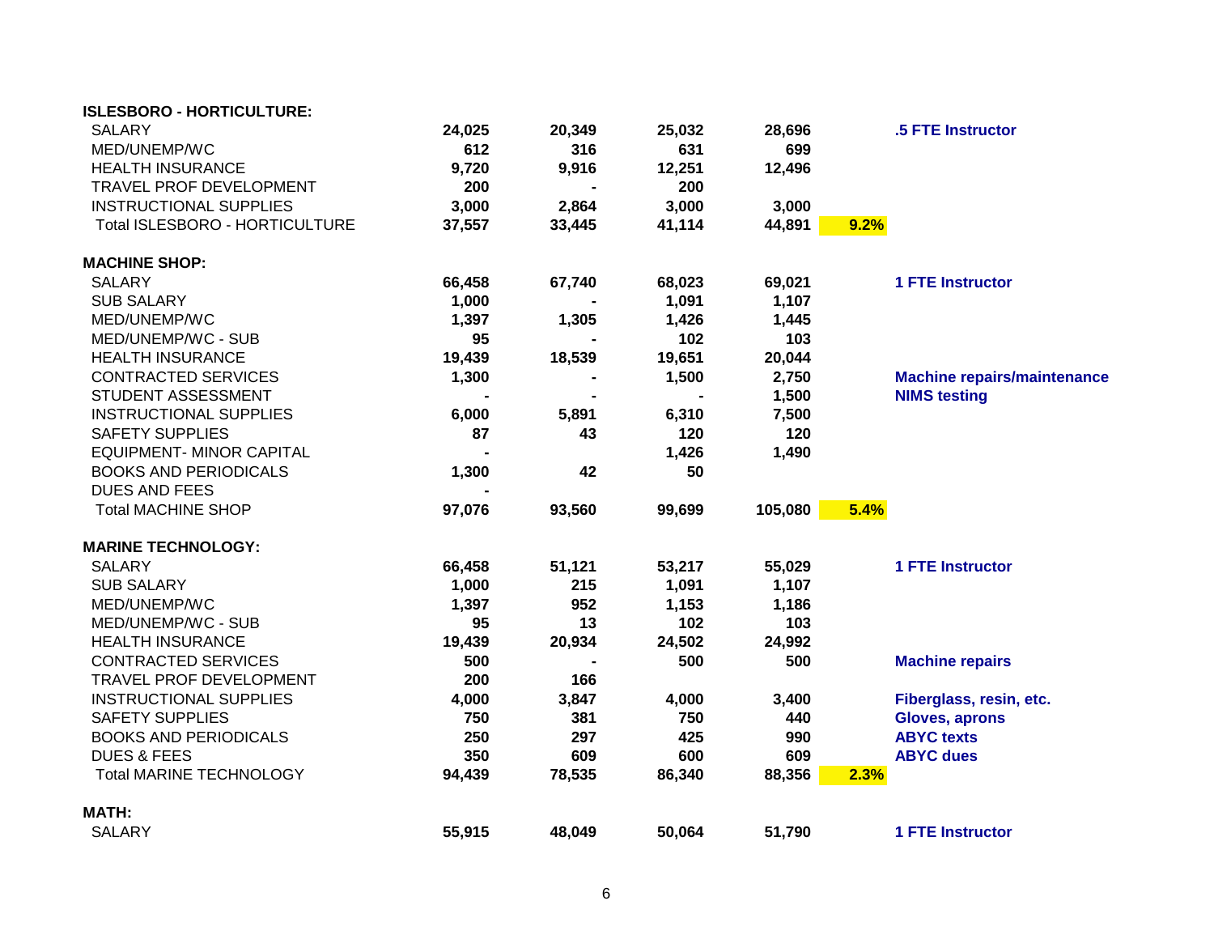| | | | | | | |
|---|---|---|---|---|---|---|
| **ISLESBORO - HORTICULTURE:** | | | | | | |
| SALARY | **24,025** | **20,349** | **25,032** | **28,696** | | **.5 FTE Instructor** |
| MED/UNEMP/WC | **612** | **316** | **631** | **699** | | |
| HEALTH INSURANCE | **9,720** | **9,916** | **12,251** | **12,496** | | |
| TRAVEL PROF DEVELOPMENT | **200** | **-** | **200** | | | |
| INSTRUCTIONAL SUPPLIES | **3,000** | **2,864** | **3,000** | **3,000** | | |
| Total ISLESBORO - HORTICULTURE | **37,557** | **33,445** | **41,114** | **44,891** | **9.2%** | |
| | | | | | | |
| **MACHINE SHOP:** | | | | | | |
| SALARY | **66,458** | **67,740** | **68,023** | **69,021** | | **1 FTE Instructor** |
| SUB SALARY | **1,000** | **-** | **1,091** | **1,107** | | |
| MED/UNEMP/WC | **1,397** | **1,305** | **1,426** | **1,445** | | |
| MED/UNEMP/WC - SUB | **95** | **-** | **102** | **103** | | |
| HEALTH INSURANCE | **19,439** | **18,539** | **19,651** | **20,044** | | |
| CONTRACTED SERVICES | **1,300** | **-** | **1,500** | **2,750** | | **Machine repairs/maintenance** |
| STUDENT ASSESSMENT | **-** | **-** | **-** | **1,500** | | **NIMS testing** |
| INSTRUCTIONAL SUPPLIES | **6,000** | **5,891** | **6,310** | **7,500** | | |
| SAFETY SUPPLIES | **87** | **43** | **120** | **120** | | |
| EQUIPMENT- MINOR CAPITAL | **-** | | **1,426** | **1,490** | | |
| BOOKS AND PERIODICALS | **1,300** | **42** | **50** | | | |
| DUES AND FEES | **-** | | | | | |
| Total MACHINE SHOP | **97,076** | **93,560** | **99,699** | **105,080** | **5.4%** | |
| | | | | | | |
| **MARINE TECHNOLOGY:** | | | | | | |
| SALARY | **66,458** | **51,121** | **53,217** | **55,029** | | **1 FTE Instructor** |
| SUB SALARY | **1,000** | **215** | **1,091** | **1,107** | | |
| MED/UNEMP/WC | **1,397** | **952** | **1,153** | **1,186** | | |
| MED/UNEMP/WC - SUB | **95** | **13** | **102** | **103** | | |
| HEALTH INSURANCE | **19,439** | **20,934** | **24,502** | **24,992** | | |
| CONTRACTED SERVICES | **500** | **-** | **500** | **500** | | **Machine repairs** |
| TRAVEL PROF DEVELOPMENT | **200** | **166** | | | | |
| INSTRUCTIONAL SUPPLIES | **4,000** | **3,847** | **4,000** | **3,400** | | **Fiberglass, resin, etc.** |
| SAFETY SUPPLIES | **750** | **381** | **750** | **440** | | **Gloves, aprons** |
| BOOKS AND PERIODICALS | **250** | **297** | **425** | **990** | | **ABYC texts** |
| DUES & FEES | **350** | **609** | **600** | **609** | | **ABYC dues** |
| Total MARINE TECHNOLOGY | **94,439** | **78,535** | **86,340** | **88,356** | **2.3%** | |
| | | | | | | |
| **MATH:** | | | | | | |
| SALARY | **55,915** | **48,049** | **50,064** | **51,790** | | **1 FTE Instructor** |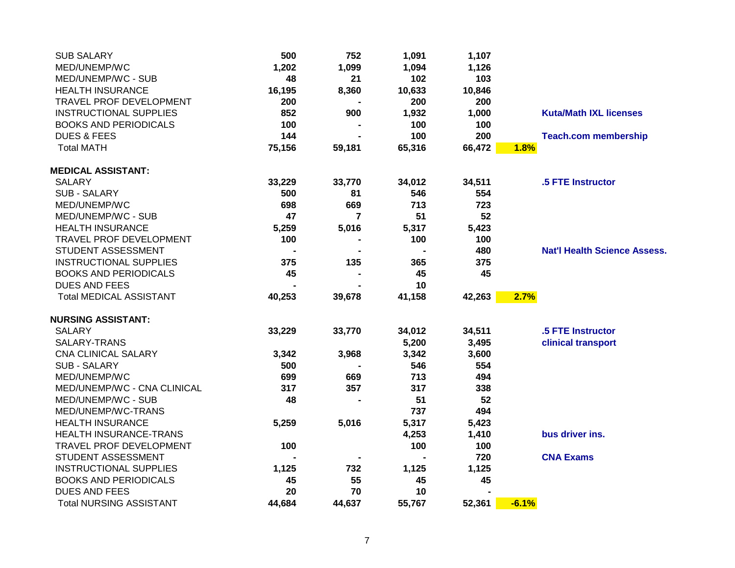| | | | | | | |
|---|---|---|---|---|---|---|
| SUB SALARY | 500 | 752 | 1,091 | 1,107 | | |
| MED/UNEMP/WC | 1,202 | 1,099 | 1,094 | 1,126 | | |
| MED/UNEMP/WC - SUB | 48 | 21 | 102 | 103 | | |
| HEALTH INSURANCE | 16,195 | 8,360 | 10,633 | 10,846 | | |
| TRAVEL PROF DEVELOPMENT | 200 | - | 200 | 200 | | |
| INSTRUCTIONAL SUPPLIES | 852 | 900 | 1,932 | 1,000 | | **Kuta/Math IXL licenses** |
| BOOKS AND PERIODICALS | 100 | - | 100 | 100 | | |
| DUES & FEES | 144 | - | 100 | 200 | | **Teach.com membership** |
| Total MATH | 75,156 | 59,181 | 65,316 | 66,472 | 1.8% | |
| | | | | | | |
| **MEDICAL ASSISTANT:** | | | | | | |
| SALARY | 33,229 | 33,770 | 34,012 | 34,511 | | **.5 FTE Instructor** |
| SUB - SALARY | 500 | 81 | 546 | 554 | | |
| MED/UNEMP/WC | 698 | 669 | 713 | 723 | | |
| MED/UNEMP/WC - SUB | 47 | 7 | 51 | 52 | | |
| HEALTH INSURANCE | 5,259 | 5,016 | 5,317 | 5,423 | | |
| TRAVEL PROF DEVELOPMENT | 100 | - | 100 | 100 | | |
| STUDENT ASSESSMENT | - | - | - | 480 | | **Nat'l Health Science Assess.** |
| INSTRUCTIONAL SUPPLIES | 375 | 135 | 365 | 375 | | |
| BOOKS AND PERIODICALS | 45 | - | 45 | 45 | | |
| DUES AND FEES | - | - | 10 | | | |
| Total MEDICAL ASSISTANT | 40,253 | 39,678 | 41,158 | 42,263 | 2.7% | |
| | | | | | | |
| **NURSING ASSISTANT:** | | | | | | |
| SALARY | 33,229 | 33,770 | 34,012 | 34,511 | | **.5 FTE Instructor** |
| SALARY-TRANS | | | 5,200 | 3,495 | | **clinical transport** |
| CNA CLINICAL SALARY | 3,342 | 3,968 | 3,342 | 3,600 | | |
| SUB - SALARY | 500 | - | 546 | 554 | | |
| MED/UNEMP/WC | 699 | 669 | 713 | 494 | | |
| MED/UNEMP/WC - CNA CLINICAL | 317 | 357 | 317 | 338 | | |
| MED/UNEMP/WC - SUB | 48 | - | 51 | 52 | | |
| MED/UNEMP/WC-TRANS | | | 737 | 494 | | |
| HEALTH INSURANCE | 5,259 | 5,016 | 5,317 | 5,423 | | |
| HEALTH INSURANCE-TRANS | | | 4,253 | 1,410 | | **bus driver ins.** |
| TRAVEL PROF DEVELOPMENT | 100 | | 100 | 100 | | |
| STUDENT ASSESSMENT | - | - | - | 720 | | **CNA Exams** |
| INSTRUCTIONAL SUPPLIES | 1,125 | 732 | 1,125 | 1,125 | | |
| BOOKS AND PERIODICALS | 45 | 55 | 45 | 45 | | |
| DUES AND FEES | 20 | 70 | 10 | - | | |
| Total NURSING ASSISTANT | 44,684 | 44,637 | 55,767 | 52,361 | -6.1% | |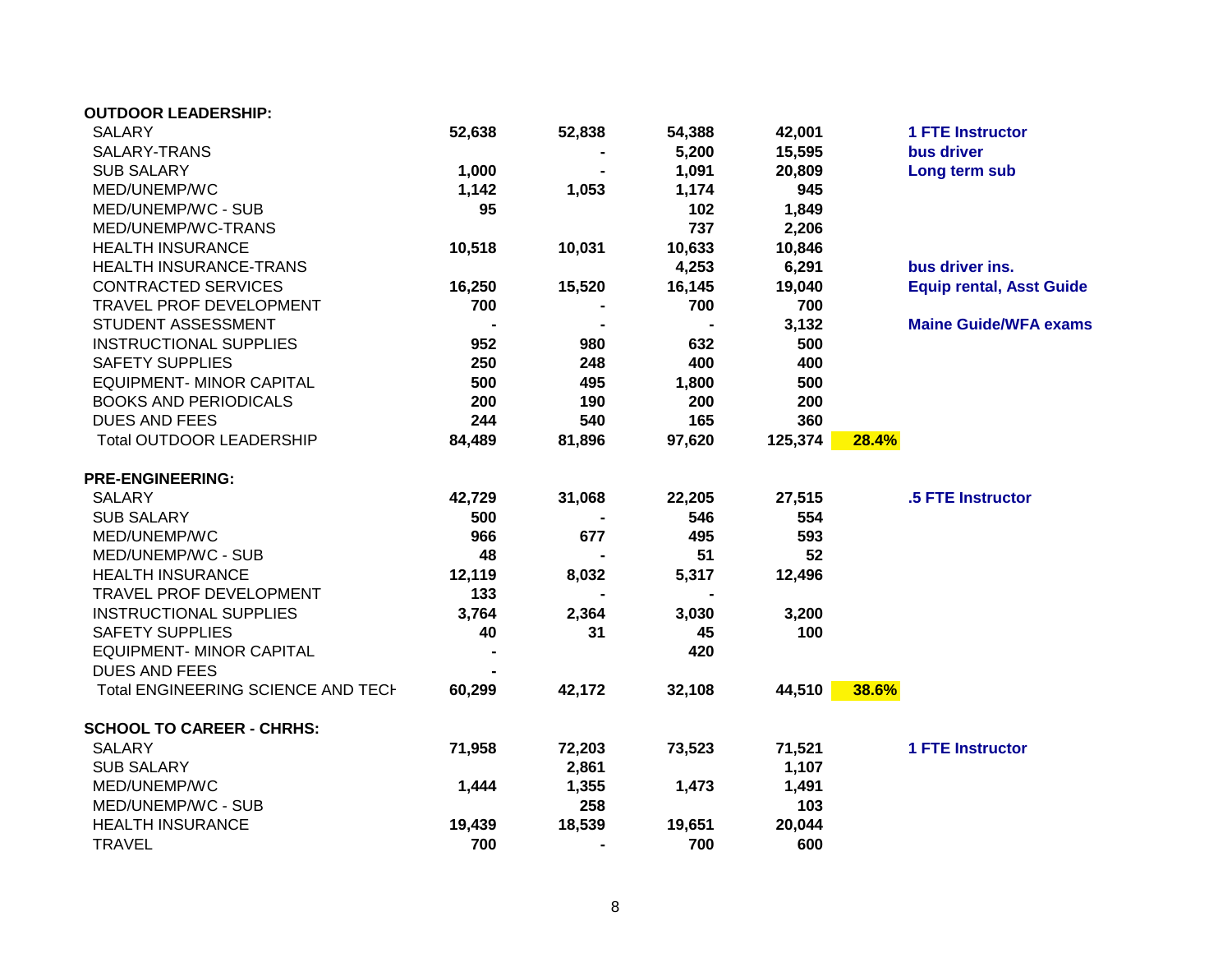| | | | | | | |
|---|---|---|---|---|---|---|
| **OUTDOOR LEADERSHIP:** | | | | | | |
| SALARY | 52,638 | 52,838 | 54,388 | 42,001 | | 1 FTE Instructor |
| SALARY-TRANS | | - | 5,200 | 15,595 | | bus driver |
| SUB SALARY | 1,000 | - | 1,091 | 20,809 | | Long term sub |
| MED/UNEMP/WC | 1,142 | 1,053 | 1,174 | 945 | | |
| MED/UNEMP/WC - SUB | 95 | | 102 | 1,849 | | |
| MED/UNEMP/WC-TRANS | | | 737 | 2,206 | | |
| HEALTH INSURANCE | 10,518 | 10,031 | 10,633 | 10,846 | | |
| HEALTH INSURANCE-TRANS | | | 4,253 | 6,291 | | bus driver ins. |
| CONTRACTED SERVICES | 16,250 | 15,520 | 16,145 | 19,040 | | Equip rental, Asst Guide |
| TRAVEL PROF DEVELOPMENT | 700 | - | 700 | 700 | | |
| STUDENT ASSESSMENT | - | - | - | 3,132 | | Maine Guide/WFA exams |
| INSTRUCTIONAL SUPPLIES | 952 | 980 | 632 | 500 | | |
| SAFETY SUPPLIES | 250 | 248 | 400 | 400 | | |
| EQUIPMENT- MINOR CAPITAL | 500 | 495 | 1,800 | 500 | | |
| BOOKS AND PERIODICALS | 200 | 190 | 200 | 200 | | |
| DUES AND FEES | 244 | 540 | 165 | 360 | | |
| Total OUTDOOR LEADERSHIP | 84,489 | 81,896 | 97,620 | 125,374 | 28.4% | |
| | | | | | | |
| **PRE-ENGINEERING:** | | | | | | |
| SALARY | 42,729 | 31,068 | 22,205 | 27,515 | | .5 FTE Instructor |
| SUB SALARY | 500 | - | 546 | 554 | | |
| MED/UNEMP/WC | 966 | 677 | 495 | 593 | | |
| MED/UNEMP/WC - SUB | 48 | - | 51 | 52 | | |
| HEALTH INSURANCE | 12,119 | 8,032 | 5,317 | 12,496 | | |
| TRAVEL PROF DEVELOPMENT | 133 | - | - | | | |
| INSTRUCTIONAL SUPPLIES | 3,764 | 2,364 | 3,030 | 3,200 | | |
| SAFETY SUPPLIES | 40 | 31 | 45 | 100 | | |
| EQUIPMENT- MINOR CAPITAL | - | | 420 | | | |
| DUES AND FEES | - | | | | | |
| Total ENGINEERING SCIENCE AND TECH | 60,299 | 42,172 | 32,108 | 44,510 | 38.6% | |
| | | | | | | |
| **SCHOOL TO CAREER - CHRHS:** | | | | | | |
| SALARY | 71,958 | 72,203 | 73,523 | 71,521 | | 1 FTE Instructor |
| SUB SALARY | | 2,861 | | 1,107 | | |
| MED/UNEMP/WC | 1,444 | 1,355 | 1,473 | 1,491 | | |
| MED/UNEMP/WC - SUB | | 258 | | 103 | | |
| HEALTH INSURANCE | 19,439 | 18,539 | 19,651 | 20,044 | | |
| TRAVEL | 700 | - | 700 | 600 | | |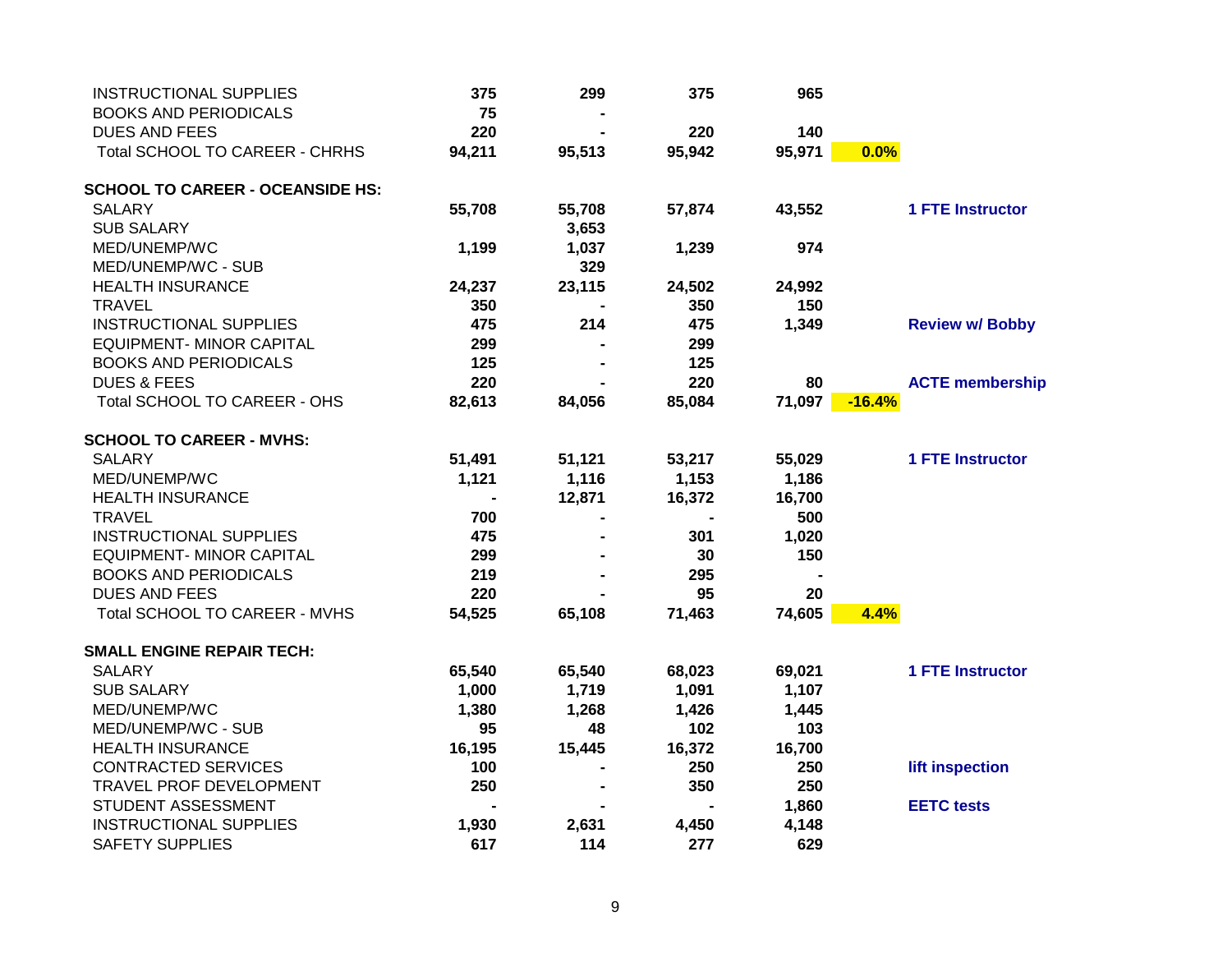| | | | | | | |
|---|---|---|---|---|---|---|
| INSTRUCTIONAL SUPPLIES | 375 | 299 | 375 | 965 | | |
| BOOKS AND PERIODICALS | 75 | - | | | | |
| DUES AND FEES | 220 | - | 220 | 140 | | |
| Total SCHOOL TO CAREER - CHRHS | 94,211 | 95,513 | 95,942 | 95,971 | 0.0% | |
| | | | | | | |
| **SCHOOL TO CAREER - OCEANSIDE HS:** | | | | | | |
| SALARY | 55,708 | 55,708 | 57,874 | 43,552 | | 1 FTE Instructor |
| SUB SALARY | | 3,653 | | | | |
| MED/UNEMP/WC | 1,199 | 1,037 | 1,239 | 974 | | |
| MED/UNEMP/WC - SUB | | 329 | | | | |
| HEALTH INSURANCE | 24,237 | 23,115 | 24,502 | 24,992 | | |
| TRAVEL | 350 | - | 350 | 150 | | |
| INSTRUCTIONAL SUPPLIES | 475 | 214 | 475 | 1,349 | | Review w/ Bobby |
| EQUIPMENT- MINOR CAPITAL | 299 | - | 299 | | | |
| BOOKS AND PERIODICALS | 125 | - | 125 | | | |
| DUES & FEES | 220 | - | 220 | 80 | | ACTE membership |
| Total SCHOOL TO CAREER - OHS | 82,613 | 84,056 | 85,084 | 71,097 | -16.4% | |
| | | | | | | |
| **SCHOOL TO CAREER - MVHS:** | | | | | | |
| SALARY | 51,491 | 51,121 | 53,217 | 55,029 | | 1 FTE Instructor |
| MED/UNEMP/WC | 1,121 | 1,116 | 1,153 | 1,186 | | |
| HEALTH INSURANCE | - | 12,871 | 16,372 | 16,700 | | |
| TRAVEL | 700 | - | - | 500 | | |
| INSTRUCTIONAL SUPPLIES | 475 | - | 301 | 1,020 | | |
| EQUIPMENT- MINOR CAPITAL | 299 | - | 30 | 150 | | |
| BOOKS AND PERIODICALS | 219 | - | 295 | - | | |
| DUES AND FEES | 220 | - | 95 | 20 | | |
| Total SCHOOL TO CAREER - MVHS | 54,525 | 65,108 | 71,463 | 74,605 | 4.4% | |
| | | | | | | |
| **SMALL ENGINE REPAIR TECH:** | | | | | | |
| SALARY | 65,540 | 65,540 | 68,023 | 69,021 | | 1 FTE Instructor |
| SUB SALARY | 1,000 | 1,719 | 1,091 | 1,107 | | |
| MED/UNEMP/WC | 1,380 | 1,268 | 1,426 | 1,445 | | |
| MED/UNEMP/WC - SUB | 95 | 48 | 102 | 103 | | |
| HEALTH INSURANCE | 16,195 | 15,445 | 16,372 | 16,700 | | |
| CONTRACTED SERVICES | 100 | - | 250 | 250 | | lift inspection |
| TRAVEL PROF DEVELOPMENT | 250 | - | 350 | 250 | | |
| STUDENT ASSESSMENT | - | - | - | 1,860 | | EETC tests |
| INSTRUCTIONAL SUPPLIES | 1,930 | 2,631 | 4,450 | 4,148 | | |
| SAFETY SUPPLIES | 617 | 114 | 277 | 629 | | |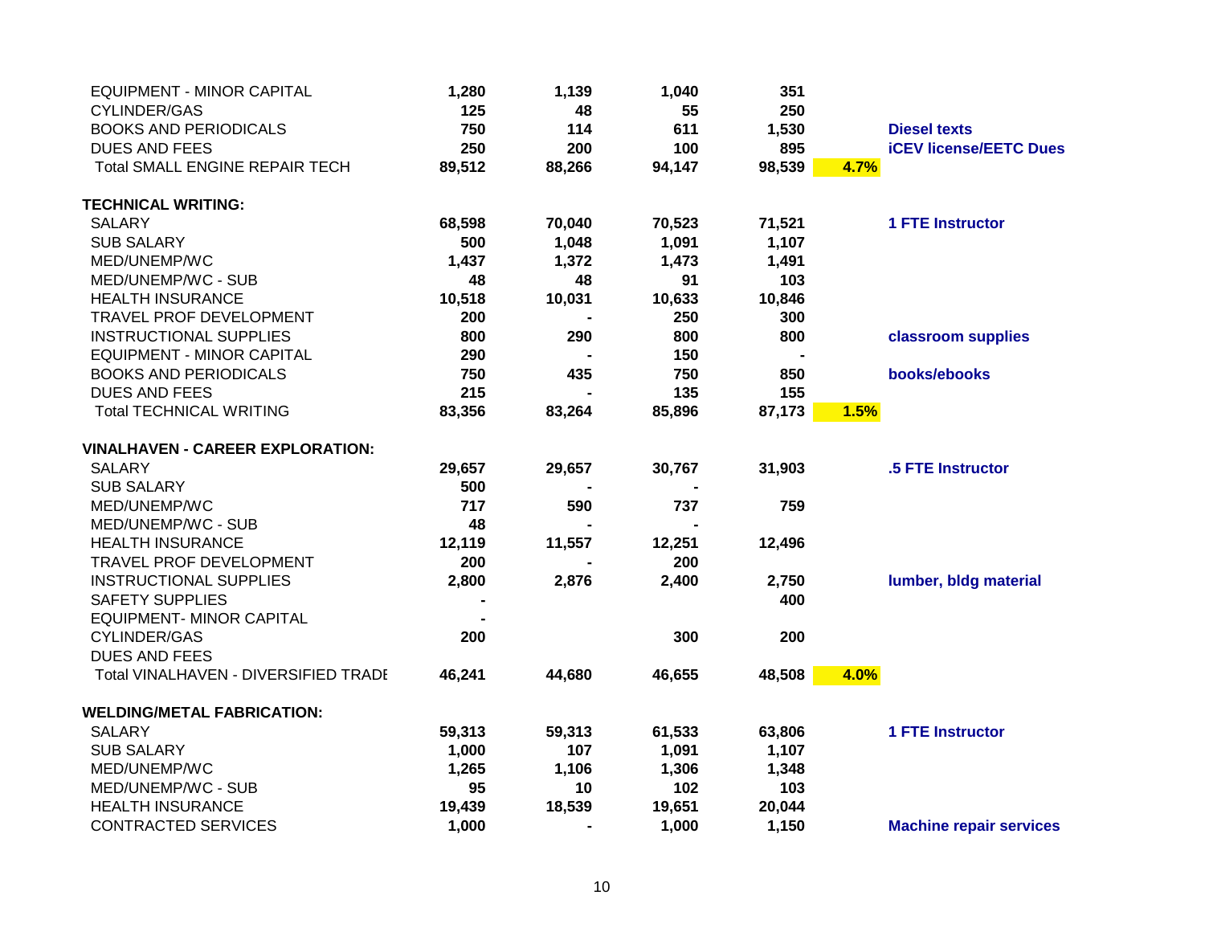| | | | | | | |
|---|---|---|---|---|---|---|
| EQUIPMENT - MINOR CAPITAL | 1,280 | 1,139 | 1,040 | 351 | | |
| CYLINDER/GAS | 125 | 48 | 55 | 250 | | |
| BOOKS AND PERIODICALS | 750 | 114 | 611 | 1,530 | | **Diesel texts** |
| DUES AND FEES | 250 | 200 | 100 | 895 | | **iCEV license/EETC Dues** |
| Total SMALL ENGINE REPAIR TECH | 89,512 | 88,266 | 94,147 | 98,539 | 4.7% | |
| | | | | | | |
| **TECHNICAL WRITING:** | | | | | | |
| SALARY | 68,598 | 70,040 | 70,523 | 71,521 | | **1 FTE Instructor** |
| SUB SALARY | 500 | 1,048 | 1,091 | 1,107 | | |
| MED/UNEMP/WC | 1,437 | 1,372 | 1,473 | 1,491 | | |
| MED/UNEMP/WC - SUB | 48 | 48 | 91 | 103 | | |
| HEALTH INSURANCE | 10,518 | 10,031 | 10,633 | 10,846 | | |
| TRAVEL PROF DEVELOPMENT | 200 | - | 250 | 300 | | |
| INSTRUCTIONAL SUPPLIES | 800 | 290 | 800 | 800 | | **classroom supplies** |
| EQUIPMENT - MINOR CAPITAL | 290 | - | 150 | - | | |
| BOOKS AND PERIODICALS | 750 | 435 | 750 | 850 | | **books/ebooks** |
| DUES AND FEES | 215 | - | 135 | 155 | | |
| Total TECHNICAL WRITING | 83,356 | 83,264 | 85,896 | 87,173 | 1.5% | |
| | | | | | | |
| **VINALHAVEN - CAREER EXPLORATION:** | | | | | | |
| SALARY | 29,657 | 29,657 | 30,767 | 31,903 | | **.5 FTE Instructor** |
| SUB SALARY | 500 | - | - | | | |
| MED/UNEMP/WC | 717 | 590 | 737 | 759 | | |
| MED/UNEMP/WC - SUB | 48 | - | - | | | |
| HEALTH INSURANCE | 12,119 | 11,557 | 12,251 | 12,496 | | |
| TRAVEL PROF DEVELOPMENT | 200 | - | 200 | | | |
| INSTRUCTIONAL SUPPLIES | 2,800 | 2,876 | 2,400 | 2,750 | | **lumber, bldg material** |
| SAFETY SUPPLIES | - | | | 400 | | |
| EQUIPMENT- MINOR CAPITAL | - | | | | | |
| CYLINDER/GAS | 200 | | 300 | 200 | | |
| DUES AND FEES | | | | | | |
| Total VINALHAVEN - DIVERSIFIED TRADE | 46,241 | 44,680 | 46,655 | 48,508 | 4.0% | |
| | | | | | | |
| **WELDING/METAL FABRICATION:** | | | | | | |
| SALARY | 59,313 | 59,313 | 61,533 | 63,806 | | **1 FTE Instructor** |
| SUB SALARY | 1,000 | 107 | 1,091 | 1,107 | | |
| MED/UNEMP/WC | 1,265 | 1,106 | 1,306 | 1,348 | | |
| MED/UNEMP/WC - SUB | 95 | 10 | 102 | 103 | | |
| HEALTH INSURANCE | 19,439 | 18,539 | 19,651 | 20,044 | | |
| CONTRACTED SERVICES | 1,000 | - | 1,000 | 1,150 | | **Machine repair services** |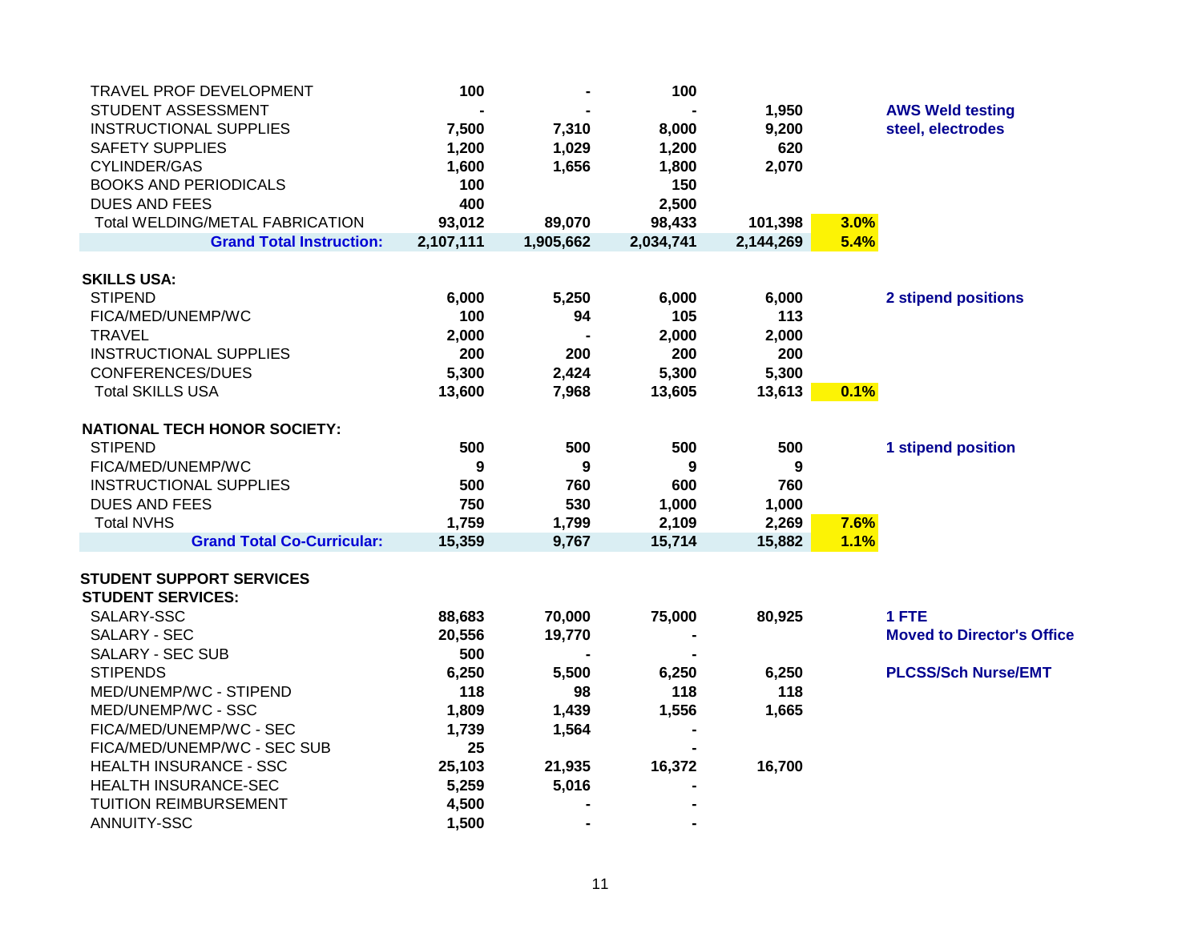| | | | | | | |
|---|---|---|---|---|---|---|
| TRAVEL PROF DEVELOPMENT | 100 | - | 100 | | | |
| STUDENT ASSESSMENT | - | - | - | 1,950 | | AWS Weld testing |
| INSTRUCTIONAL SUPPLIES | 7,500 | 7,310 | 8,000 | 9,200 | | steel, electrodes |
| SAFETY SUPPLIES | 1,200 | 1,029 | 1,200 | 620 | | |
| CYLINDER/GAS | 1,600 | 1,656 | 1,800 | 2,070 | | |
| BOOKS AND PERIODICALS | 100 | | 150 | | | |
| DUES AND FEES | 400 | | 2,500 | | | |
| Total WELDING/METAL FABRICATION | 93,012 | 89,070 | 98,433 | 101,398 | 3.0% | |
| **Grand Total Instruction:** | **2,107,111** | **1,905,662** | **2,034,741** | **2,144,269** | **5.4%** | |
| | | | | | | |
| **SKILLS USA:** | | | | | | |
| STIPEND | 6,000 | 5,250 | 6,000 | 6,000 | | 2 stipend positions |
| FICA/MED/UNEMP/WC | 100 | 94 | 105 | 113 | | |
| TRAVEL | 2,000 | - | 2,000 | 2,000 | | |
| INSTRUCTIONAL SUPPLIES | 200 | 200 | 200 | 200 | | |
| CONFERENCES/DUES | 5,300 | 2,424 | 5,300 | 5,300 | | |
| Total SKILLS USA | 13,600 | 7,968 | 13,605 | 13,613 | 0.1% | |
| | | | | | | |
| **NATIONAL TECH HONOR SOCIETY:** | | | | | | |
| STIPEND | 500 | 500 | 500 | 500 | | 1 stipend position |
| FICA/MED/UNEMP/WC | 9 | 9 | 9 | 9 | | |
| INSTRUCTIONAL SUPPLIES | 500 | 760 | 600 | 760 | | |
| DUES AND FEES | 750 | 530 | 1,000 | 1,000 | | |
| Total NVHS | 1,759 | 1,799 | 2,109 | 2,269 | 7.6% | |
| **Grand Total Co-Curricular:** | **15,359** | **9,767** | **15,714** | **15,882** | **1.1%** | |
| | | | | | | |
| **STUDENT SUPPORT SERVICES** | | | | | | |
| **STUDENT SERVICES:** | | | | | | |
| SALARY-SSC | 88,683 | 70,000 | 75,000 | 80,925 | | 1 FTE |
| SALARY - SEC | 20,556 | 19,770 | - | | | Moved to Director's Office |
| SALARY - SEC SUB | 500 | - | - | | | |
| STIPENDS | 6,250 | 5,500 | 6,250 | 6,250 | | PLCSS/Sch Nurse/EMT |
| MED/UNEMP/WC - STIPEND | 118 | 98 | 118 | 118 | | |
| MED/UNEMP/WC - SSC | 1,809 | 1,439 | 1,556 | 1,665 | | |
| FICA/MED/UNEMP/WC - SEC | 1,739 | 1,564 | - | | | |
| FICA/MED/UNEMP/WC - SEC SUB | 25 | | - | | | |
| HEALTH INSURANCE - SSC | 25,103 | 21,935 | 16,372 | 16,700 | | |
| HEALTH INSURANCE-SEC | 5,259 | 5,016 | - | | | |
| TUITION REIMBURSEMENT | 4,500 | - | - | | | |
| ANNUITY-SSC | 1,500 | - | - | | | |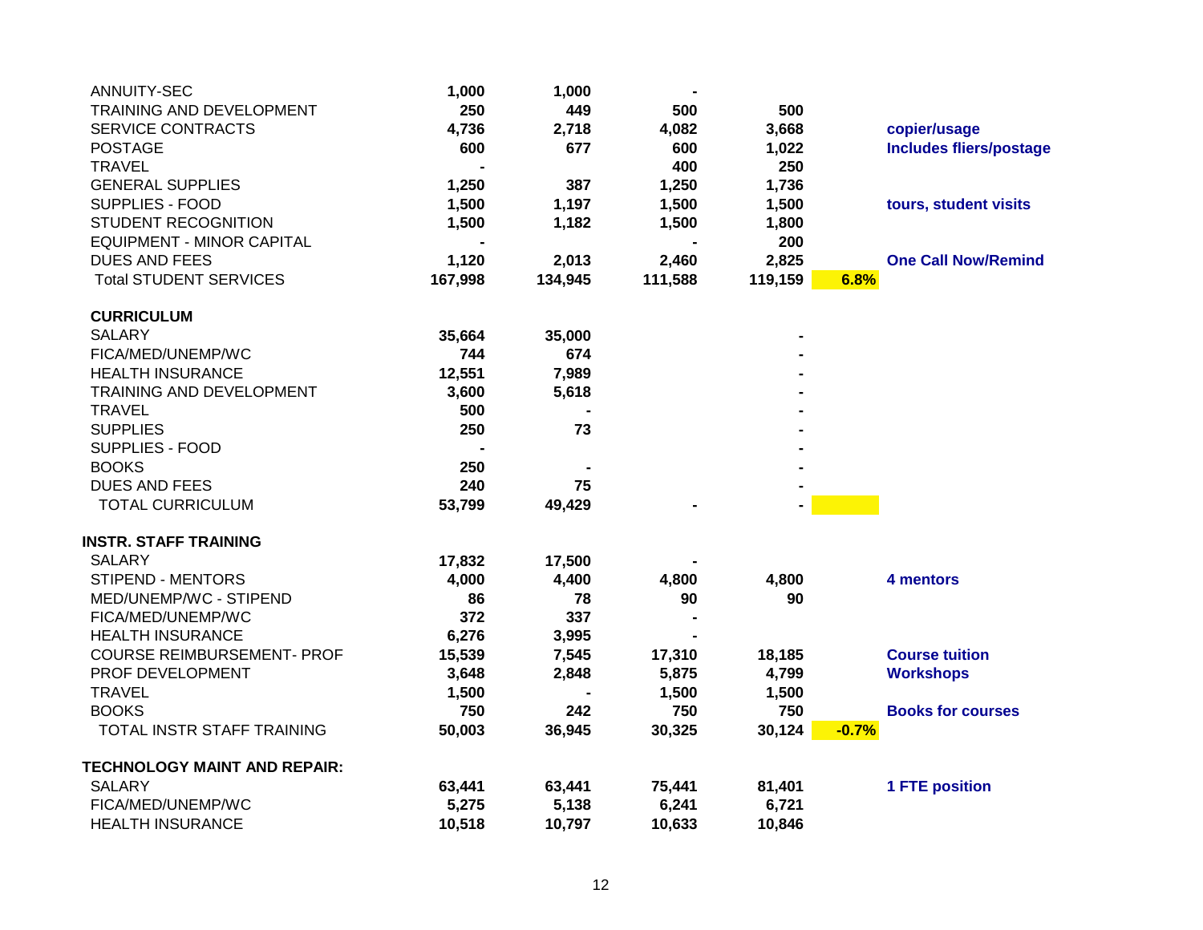| | | | | | | |
|---|---|---|---|---|---|---|
| ANNUITY-SEC | 1,000 | 1,000 | - | | | |
| TRAINING AND DEVELOPMENT | 250 | 449 | 500 | 500 | | |
| SERVICE CONTRACTS | 4,736 | 2,718 | 4,082 | 3,668 | | copier/usage |
| POSTAGE | 600 | 677 | 600 | 1,022 | | Includes fliers/postage |
| TRAVEL | - | | 400 | 250 | | |
| GENERAL SUPPLIES | 1,250 | 387 | 1,250 | 1,736 | | |
| SUPPLIES - FOOD | 1,500 | 1,197 | 1,500 | 1,500 | | tours, student visits |
| STUDENT RECOGNITION | 1,500 | 1,182 | 1,500 | 1,800 | | |
| EQUIPMENT - MINOR CAPITAL | - | | - | 200 | | |
| DUES AND FEES | 1,120 | 2,013 | 2,460 | 2,825 | | One Call Now/Remind |
| Total STUDENT SERVICES | 167,998 | 134,945 | 111,588 | 119,159 | 6.8% | |
| | | | | | | |
| **CURRICULUM** | | | | | | |
| SALARY | 35,664 | 35,000 | | - | | |
| FICA/MED/UNEMP/WC | 744 | 674 | | - | | |
| HEALTH INSURANCE | 12,551 | 7,989 | | - | | |
| TRAINING AND DEVELOPMENT | 3,600 | 5,618 | | - | | |
| TRAVEL | 500 | - | | - | | |
| SUPPLIES | 250 | 73 | | - | | |
| SUPPLIES - FOOD | - | | | - | | |
| BOOKS | 250 | - | | - | | |
| DUES AND FEES | 240 | 75 | | - | | |
| TOTAL CURRICULUM | 53,799 | 49,429 | - | - | | |
| | | | | | | |
| **INSTR. STAFF TRAINING** | | | | | | |
| SALARY | 17,832 | 17,500 | - | | | |
| STIPEND - MENTORS | 4,000 | 4,400 | 4,800 | 4,800 | | 4 mentors |
| MED/UNEMP/WC - STIPEND | 86 | 78 | 90 | 90 | | |
| FICA/MED/UNEMP/WC | 372 | 337 | - | | | |
| HEALTH INSURANCE | 6,276 | 3,995 | - | | | |
| COURSE REIMBURSEMENT- PROF | 15,539 | 7,545 | 17,310 | 18,185 | | Course tuition |
| PROF DEVELOPMENT | 3,648 | 2,848 | 5,875 | 4,799 | | Workshops |
| TRAVEL | 1,500 | - | 1,500 | 1,500 | | |
| BOOKS | 750 | 242 | 750 | 750 | | Books for courses |
| TOTAL INSTR STAFF TRAINING | 50,003 | 36,945 | 30,325 | 30,124 | -0.7% | |
| | | | | | | |
| **TECHNOLOGY MAINT AND REPAIR:** | | | | | | |
| SALARY | 63,441 | 63,441 | 75,441 | 81,401 | | 1 FTE position |
| FICA/MED/UNEMP/WC | 5,275 | 5,138 | 6,241 | 6,721 | | |
| HEALTH INSURANCE | 10,518 | 10,797 | 10,633 | 10,846 | | |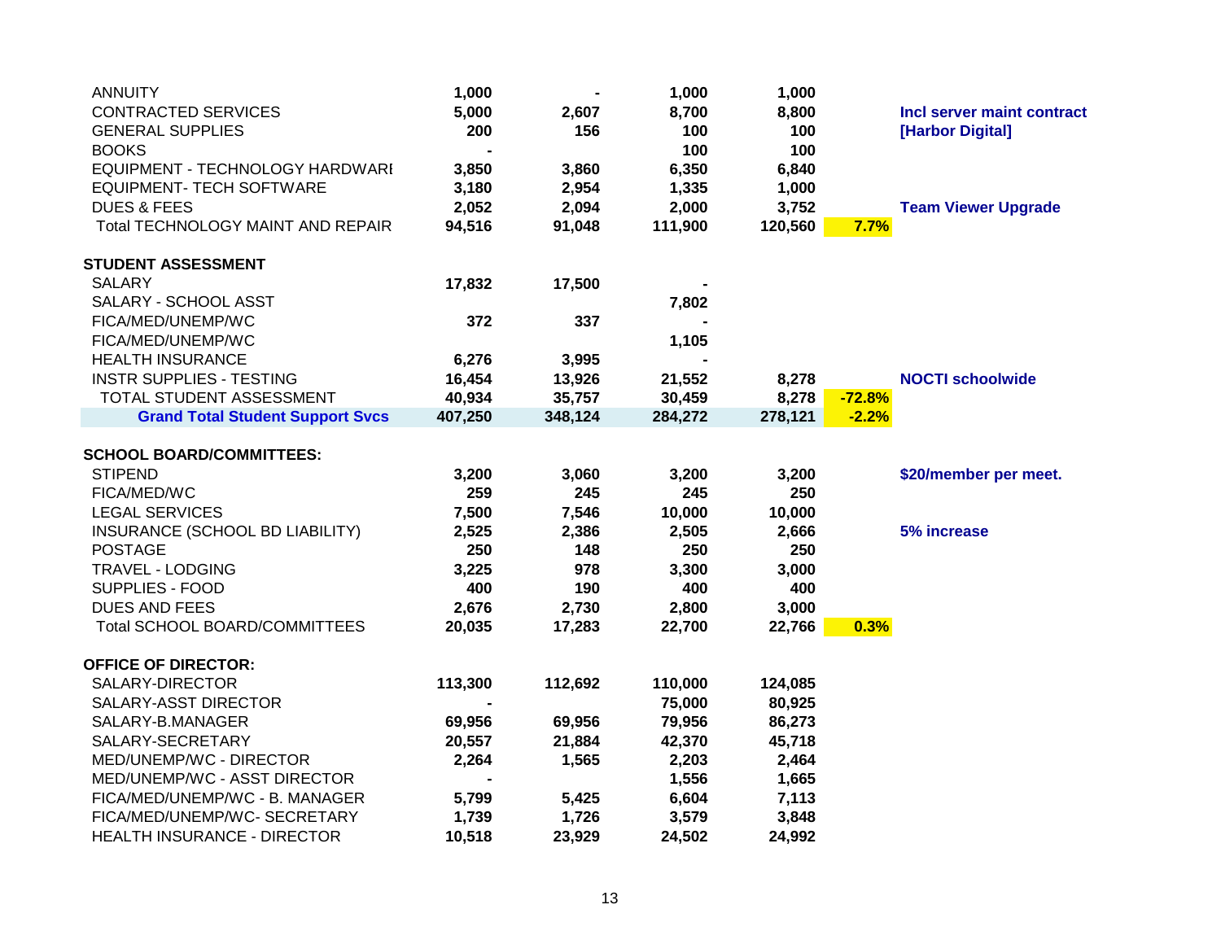| | | | | | | |
|---|---|---|---|---|---|---|
| ANNUITY | 1,000 | - | 1,000 | 1,000 | | |
| CONTRACTED SERVICES | 5,000 | 2,607 | 8,700 | 8,800 | | **Incl server maint contract** |
| GENERAL SUPPLIES | 200 | 156 | 100 | 100 | | **[Harbor Digital]** |
| BOOKS | - | | 100 | 100 | | |
| EQUIPMENT - TECHNOLOGY HARDWARE | 3,850 | 3,860 | 6,350 | 6,840 | | |
| EQUIPMENT- TECH SOFTWARE | 3,180 | 2,954 | 1,335 | 1,000 | | |
| DUES & FEES | 2,052 | 2,094 | 2,000 | 3,752 | | **Team Viewer Upgrade** |
| Total TECHNOLOGY MAINT AND REPAIR | 94,516 | 91,048 | 111,900 | 120,560 | 7.7% | |
| | | | | | | |
| **STUDENT ASSESSMENT** | | | | | | |
| SALARY | 17,832 | 17,500 | - | | | |
| SALARY - SCHOOL ASST | | | 7,802 | | | |
| FICA/MED/UNEMP/WC | 372 | 337 | - | | | |
| FICA/MED/UNEMP/WC | | | 1,105 | | | |
| HEALTH INSURANCE | 6,276 | 3,995 | - | | | |
| INSTR SUPPLIES - TESTING | 16,454 | 13,926 | 21,552 | 8,278 | | **NOCTI schoolwide** |
| TOTAL STUDENT ASSESSMENT | 40,934 | 35,757 | 30,459 | 8,278 | -72.8% | |
| **Grand Total Student Support Svcs** | 407,250 | 348,124 | 284,272 | 278,121 | -2.2% | |
| | | | | | | |
| **SCHOOL BOARD/COMMITTEES:** | | | | | | |
| STIPEND | 3,200 | 3,060 | 3,200 | 3,200 | | **$20/member per meet.** |
| FICA/MED/WC | 259 | 245 | 245 | 250 | | |
| LEGAL SERVICES | 7,500 | 7,546 | 10,000 | 10,000 | | |
| INSURANCE (SCHOOL BD LIABILITY) | 2,525 | 2,386 | 2,505 | 2,666 | | **5% increase** |
| POSTAGE | 250 | 148 | 250 | 250 | | |
| TRAVEL - LODGING | 3,225 | 978 | 3,300 | 3,000 | | |
| SUPPLIES - FOOD | 400 | 190 | 400 | 400 | | |
| DUES AND FEES | 2,676 | 2,730 | 2,800 | 3,000 | | |
| Total SCHOOL BOARD/COMMITTEES | 20,035 | 17,283 | 22,700 | 22,766 | 0.3% | |
| | | | | | | |
| **OFFICE OF DIRECTOR:** | | | | | | |
| SALARY-DIRECTOR | 113,300 | 112,692 | 110,000 | 124,085 | | |
| SALARY-ASST DIRECTOR | - | | 75,000 | 80,925 | | |
| SALARY-B.MANAGER | 69,956 | 69,956 | 79,956 | 86,273 | | |
| SALARY-SECRETARY | 20,557 | 21,884 | 42,370 | 45,718 | | |
| MED/UNEMP/WC - DIRECTOR | 2,264 | 1,565 | 2,203 | 2,464 | | |
| MED/UNEMP/WC - ASST DIRECTOR | - | | 1,556 | 1,665 | | |
| FICA/MED/UNEMP/WC - B. MANAGER | 5,799 | 5,425 | 6,604 | 7,113 | | |
| FICA/MED/UNEMP/WC- SECRETARY | 1,739 | 1,726 | 3,579 | 3,848 | | |
| HEALTH INSURANCE - DIRECTOR | 10,518 | 23,929 | 24,502 | 24,992 | | |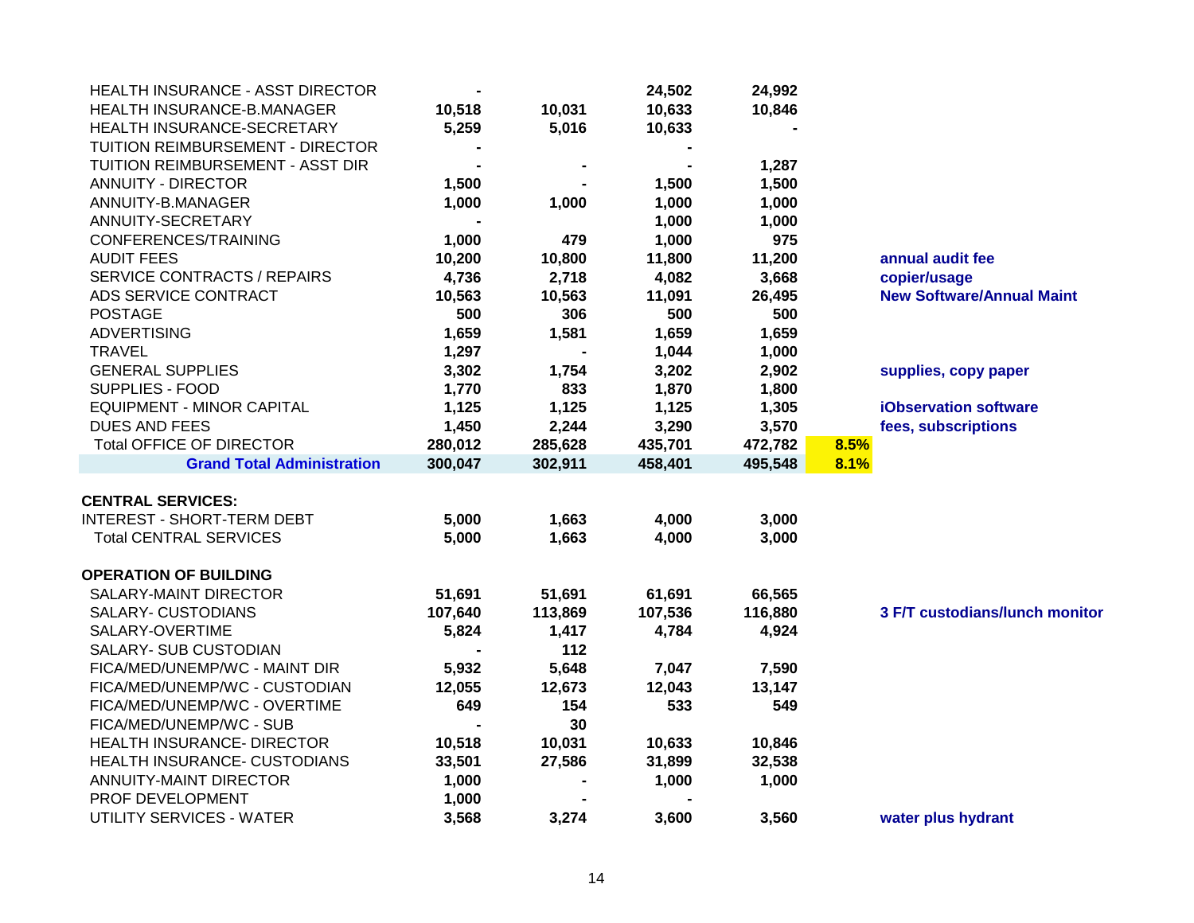| | | | | | | |
|---|---|---|---|---|---|---|
| HEALTH INSURANCE - ASST DIRECTOR | - | | 24,502 | 24,992 | | |
| HEALTH INSURANCE-B.MANAGER | 10,518 | 10,031 | 10,633 | 10,846 | | |
| HEALTH INSURANCE-SECRETARY | 5,259 | 5,016 | 10,633 | - | | |
| TUITION REIMBURSEMENT - DIRECTOR | - | | - | | | |
| TUITION REIMBURSEMENT - ASST DIR | - | - | - | 1,287 | | |
| ANNUITY - DIRECTOR | 1,500 | - | 1,500 | 1,500 | | |
| ANNUITY-B.MANAGER | 1,000 | 1,000 | 1,000 | 1,000 | | |
| ANNUITY-SECRETARY | - | | 1,000 | 1,000 | | |
| CONFERENCES/TRAINING | 1,000 | 479 | 1,000 | 975 | | |
| AUDIT FEES | 10,200 | 10,800 | 11,800 | 11,200 | | annual audit fee |
| SERVICE CONTRACTS / REPAIRS | 4,736 | 2,718 | 4,082 | 3,668 | | copier/usage |
| ADS SERVICE CONTRACT | 10,563 | 10,563 | 11,091 | 26,495 | | New Software/Annual Maint |
| POSTAGE | 500 | 306 | 500 | 500 | | |
| ADVERTISING | 1,659 | 1,581 | 1,659 | 1,659 | | |
| TRAVEL | 1,297 | - | 1,044 | 1,000 | | |
| GENERAL SUPPLIES | 3,302 | 1,754 | 3,202 | 2,902 | | supplies, copy paper |
| SUPPLIES - FOOD | 1,770 | 833 | 1,870 | 1,800 | | |
| EQUIPMENT - MINOR CAPITAL | 1,125 | 1,125 | 1,125 | 1,305 | | iObservation software |
| DUES AND FEES | 1,450 | 2,244 | 3,290 | 3,570 | | fees, subscriptions |
| Total OFFICE OF DIRECTOR | 280,012 | 285,628 | 435,701 | 472,782 | 8.5% | |
| **Grand Total Administration** | 300,047 | 302,911 | 458,401 | 495,548 | 8.1% | |
| | | | | | | |
| **CENTRAL SERVICES:** | | | | | | |
| INTEREST - SHORT-TERM DEBT | 5,000 | 1,663 | 4,000 | 3,000 | | |
| Total CENTRAL SERVICES | 5,000 | 1,663 | 4,000 | 3,000 | | |
| | | | | | | |
| **OPERATION OF BUILDING** | | | | | | |
| SALARY-MAINT DIRECTOR | 51,691 | 51,691 | 61,691 | 66,565 | | |
| SALARY- CUSTODIANS | 107,640 | 113,869 | 107,536 | 116,880 | | 3 F/T custodians/lunch monitor |
| SALARY-OVERTIME | 5,824 | 1,417 | 4,784 | 4,924 | | |
| SALARY- SUB CUSTODIAN | - | 112 | | | | |
| FICA/MED/UNEMP/WC - MAINT DIR | 5,932 | 5,648 | 7,047 | 7,590 | | |
| FICA/MED/UNEMP/WC - CUSTODIAN | 12,055 | 12,673 | 12,043 | 13,147 | | |
| FICA/MED/UNEMP/WC - OVERTIME | 649 | 154 | 533 | 549 | | |
| FICA/MED/UNEMP/WC - SUB | - | 30 | | | | |
| HEALTH INSURANCE- DIRECTOR | 10,518 | 10,031 | 10,633 | 10,846 | | |
| HEALTH INSURANCE- CUSTODIANS | 33,501 | 27,586 | 31,899 | 32,538 | | |
| ANNUITY-MAINT DIRECTOR | 1,000 | - | 1,000 | 1,000 | | |
| PROF DEVELOPMENT | 1,000 | - | - | | | |
| UTILITY SERVICES - WATER | 3,568 | 3,274 | 3,600 | 3,560 | | water plus hydrant |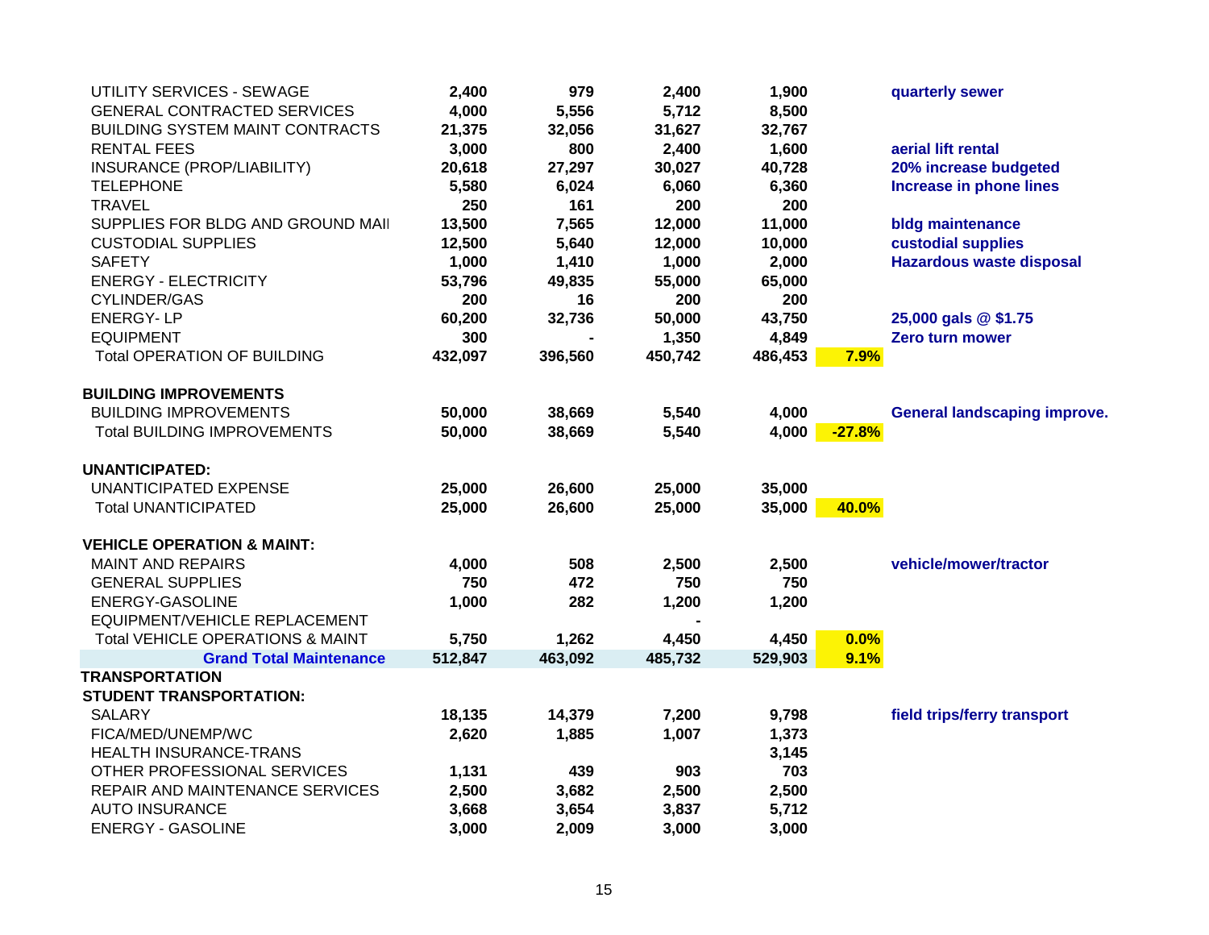| | | | | | | |
|---|---|---|---|---|---|---|
| UTILITY SERVICES - SEWAGE | 2,400 | 979 | 2,400 | 1,900 | | quarterly sewer |
| GENERAL CONTRACTED SERVICES | 4,000 | 5,556 | 5,712 | 8,500 | | |
| BUILDING SYSTEM MAINT CONTRACTS | 21,375 | 32,056 | 31,627 | 32,767 | | |
| RENTAL FEES | 3,000 | 800 | 2,400 | 1,600 | | aerial lift rental |
| INSURANCE (PROP/LIABILITY) | 20,618 | 27,297 | 30,027 | 40,728 | | 20% increase budgeted |
| TELEPHONE | 5,580 | 6,024 | 6,060 | 6,360 | | Increase in phone lines |
| TRAVEL | 250 | 161 | 200 | 200 | | |
| SUPPLIES FOR BLDG AND GROUND MAI | 13,500 | 7,565 | 12,000 | 11,000 | | bldg maintenance |
| CUSTODIAL SUPPLIES | 12,500 | 5,640 | 12,000 | 10,000 | | custodial supplies |
| SAFETY | 1,000 | 1,410 | 1,000 | 2,000 | | Hazardous waste disposal |
| ENERGY - ELECTRICITY | 53,796 | 49,835 | 55,000 | 65,000 | | |
| CYLINDER/GAS | 200 | 16 | 200 | 200 | | |
| ENERGY- LP | 60,200 | 32,736 | 50,000 | 43,750 | | 25,000 gals @ $1.75 |
| EQUIPMENT | 300 | - | 1,350 | 4,849 | | Zero turn mower |
| Total OPERATION OF BUILDING | 432,097 | 396,560 | 450,742 | 486,453 | 7.9% | |
| | | | | | | |
| **BUILDING IMPROVEMENTS** | | | | | | |
| BUILDING IMPROVEMENTS | 50,000 | 38,669 | 5,540 | 4,000 | | General landscaping improve. |
| Total BUILDING IMPROVEMENTS | 50,000 | 38,669 | 5,540 | 4,000 | -27.8% | |
| | | | | | | |
| **UNANTICIPATED:** | | | | | | |
| UNANTICIPATED EXPENSE | 25,000 | 26,600 | 25,000 | 35,000 | | |
| Total UNANTICIPATED | 25,000 | 26,600 | 25,000 | 35,000 | 40.0% | |
| | | | | | | |
| **VEHICLE OPERATION & MAINT:** | | | | | | |
| MAINT AND REPAIRS | 4,000 | 508 | 2,500 | 2,500 | | vehicle/mower/tractor |
| GENERAL SUPPLIES | 750 | 472 | 750 | 750 | | |
| ENERGY-GASOLINE | 1,000 | 282 | 1,200 | 1,200 | | |
| EQUIPMENT/VEHICLE REPLACEMENT | | | - | | | |
| Total VEHICLE OPERATIONS & MAINT | 5,750 | 1,262 | 4,450 | 4,450 | 0.0% | |
| **Grand Total Maintenance** | 512,847 | 463,092 | 485,732 | 529,903 | 9.1% | |
| **TRANSPORTATION** | | | | | | |
| **STUDENT TRANSPORTATION:** | | | | | | |
| SALARY | 18,135 | 14,379 | 7,200 | 9,798 | | field trips/ferry transport |
| FICA/MED/UNEMP/WC | 2,620 | 1,885 | 1,007 | 1,373 | | |
| HEALTH INSURANCE-TRANS | | | | 3,145 | | |
| OTHER PROFESSIONAL SERVICES | 1,131 | 439 | 903 | 703 | | |
| REPAIR AND MAINTENANCE SERVICES | 2,500 | 3,682 | 2,500 | 2,500 | | |
| AUTO INSURANCE | 3,668 | 3,654 | 3,837 | 5,712 | | |
| ENERGY - GASOLINE | 3,000 | 2,009 | 3,000 | 3,000 | | |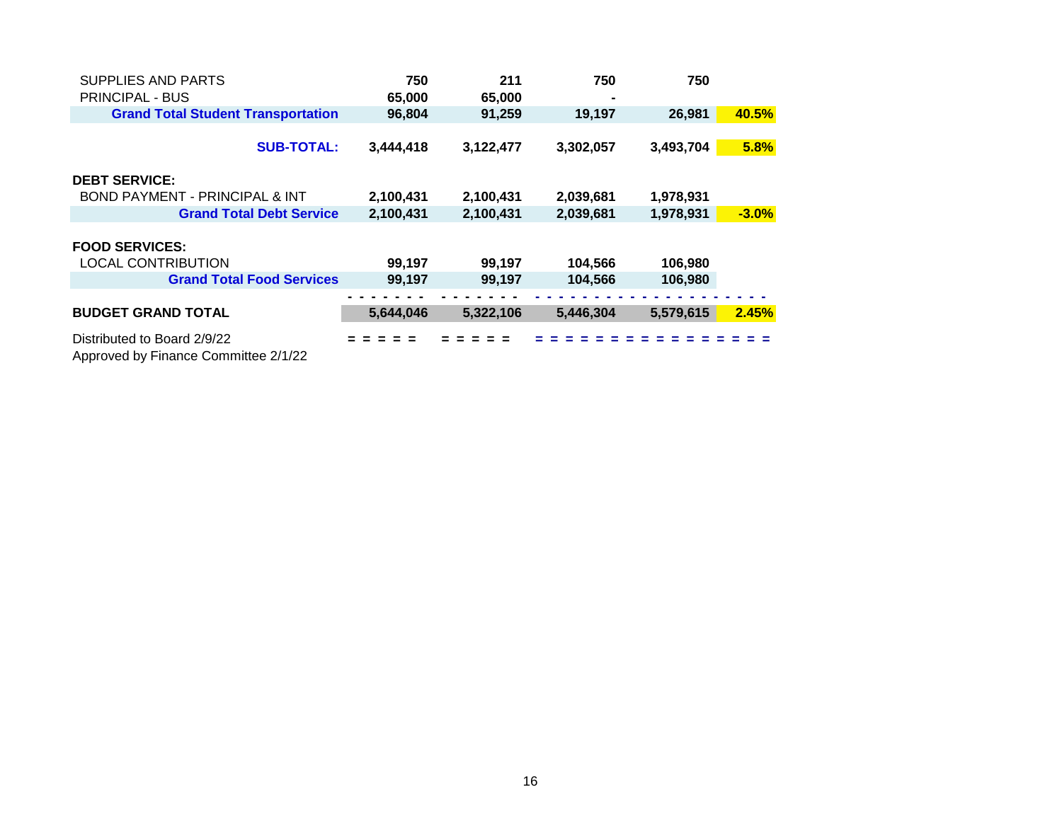| | | | | | |
|---|---|---|---|---|---|
| SUPPLIES AND PARTS | 750 | 211 | 750 | 750 | |
| PRINCIPAL - BUS | 65,000 | 65,000 | - | | |
| **Grand Total Student Transportation** | **96,804** | **91,259** | **19,197** | **26,981** | **40.5%** |
| **SUB-TOTAL:** | **3,444,418** | **3,122,477** | **3,302,057** | **3,493,704** | **5.8%** |
| **DEBT SERVICE:** | | | | | |
| BOND PAYMENT - PRINCIPAL & INT | 2,100,431 | 2,100,431 | 2,039,681 | 1,978,931 | |
| **Grand Total Debt Service** | **2,100,431** | **2,100,431** | **2,039,681** | **1,978,931** | **-3.0%** |
| **FOOD SERVICES:** | | | | | |
| LOCAL CONTRIBUTION | 99,197 | 99,197 | 104,566 | 106,980 | |
| **Grand Total Food Services** | **99,197** | **99,197** | **104,566** | **106,980** | |
| **BUDGET GRAND TOTAL** | **5,644,046** | **5,322,106** | **5,446,304** | **5,579,615** | **2.45%** |

Distributed to Board 2/9/22

Approved by Finance Committee 2/1/22